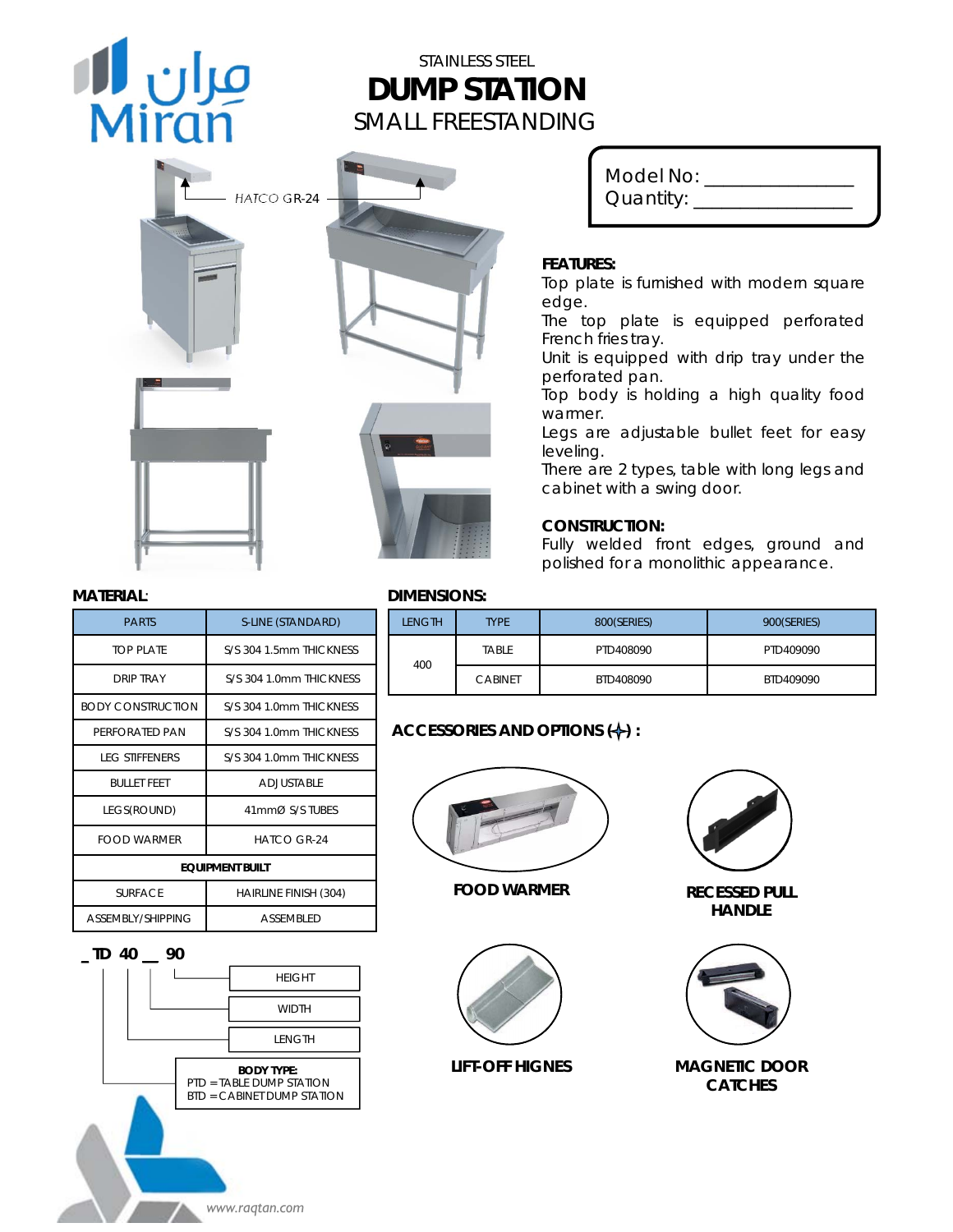مران Miran

STAINLESS STEEL

# DUMP STATION

## SMALL FREESTANDING

HATCO GR-24

Model No: _______________
Quantity: ________________

**FEATURES:**

Top plate is furnished with modern square edge.
The top plate is equipped perforated French fries tray.
Unit is equipped with drip tray under the perforated pan.
Top body is holding a high quality food warmer.
Legs are adjustable bullet feet for easy leveling.
There are 2 types, table with long legs and cabinet with a swing door.

**CONSTRUCTION:**

Fully welded front edges, ground and polished for a monolithic appearance.

**MATERIAL:**

| PARTS | S-LINE (STANDARD) |
|---|---|
| TOP PLATE | S/S 304 1.5mm THICKNESS |
| DRIP TRAY | S/S 304 1.0mm THICKNESS |
| BODY CONSTRUCTION | S/S 304 1.0mm THICKNESS |
| PERFORATED PAN | S/S 304 1.0mm THICKNESS |
| LEG STIFFENERS | S/S 304 1.0mm THICKNESS |
| BULLET FEET | ADJUSTABLE |
| LEGS(ROUND) | 41mmØ S/S TUBES |
| FOOD WARMER | HATCO GR-24 |
| **EQUIPMENT BUILT** | |
| SURFACE | HAIRLINE FINISH (304) |
| ASSEMBLY/SHIPPING | ASSEMBLED |

**DIMENSIONS:**

| LENGTH | TYPE | 800(SERIES) | 900(SERIES) |
|---|---|---|---|
| 400 | TABLE | PTD408090 | PTD409090 |
| | CABINET | BTD408090 | BTD409090 |

**_ TD 40 __ 90**

- HEIGHT
- WIDTH
- LENGTH
- BODY TYPE:
  PTD = TABLE DUMP STATION
  BTD = CABINET DUMP STATION

**ACCESSORIES AND OPTIONS (+) :**

**FOOD WARMER**

**RECESSED PULL HANDLE**

**LIFT-OFF HIGNES**

**MAGNETIC DOOR CATCHES**

www.raqtan.com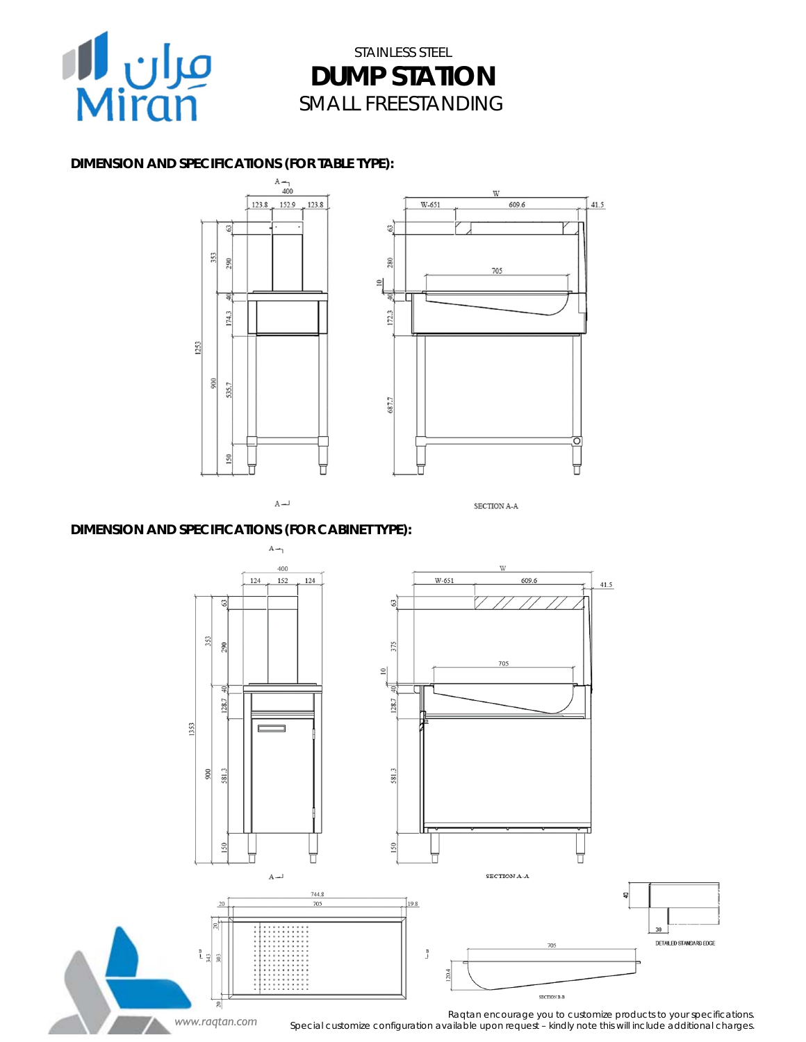STAINLESS STEEL

# DUMP STATION

SMALL FREESTANDING

**DIMENSION AND SPECIFICATIONS (FOR TABLE TYPE):**

A
400
123.8
152.9
123.8
63
353
290
40
174.3
1253
900
535.7
150
A

W
W-651
609.6
41.5
63
280
705
10
40
172.3
687.7
SECTION A-A

**DIMENSION AND SPECIFICATIONS (FOR CABINET TYPE):**

A
400
124
152
124
63
353
290
40
128.7
1353
900
581.3
150
A

W
W-651
609.6
41.5
63
375
705
10
40
128.7
581.3
150
SECTION A-A

744.8
20
705
19.8
20
343
303
20
B
B

705
120.4
SECTION B-B

40
30
DETAILED STANDARD EDGE

Raqtan encourage you to customize products to your specifications.
Special customize configuration available upon request – kindly note this will include additional charges.